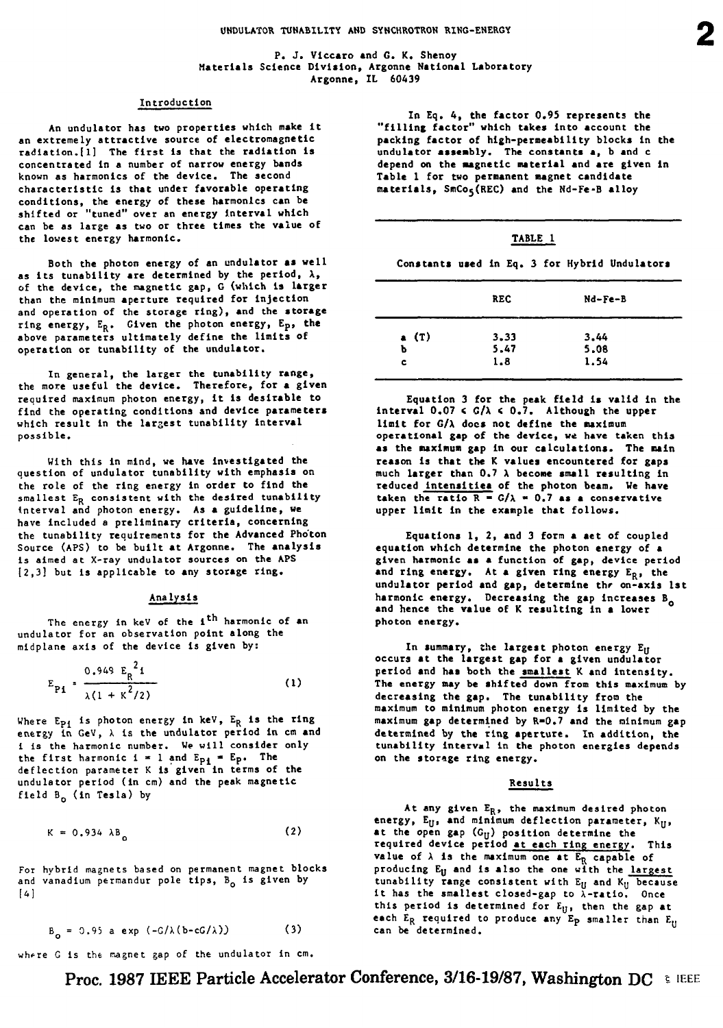# UNDULATOR TUNABILITY AND SYNCHROTRON RING-ENERGY

P. J. Viccaro and G. K. Shenoy
Materials Science Division, Argonne National Laboratory
Argonne, IL 60439

## Introduction

An undulator has two properties which make it an extremely attractive source of electromagnetic radiation.[1] The first is that the radiation is concentrated in a number of narrow energy bands known as harmonics of the device. The second characteristic is that under favorable operating conditions, the energy of these harmonics can be shifted or "tuned" over an energy interval which can be as large as two or three times the value of the lowest energy harmonic.

Both the photon energy of an undulator as well as its tunability are determined by the period, $\lambda$, of the device, the magnetic gap, G (which is larger than the minimum aperture required for injection and operation of the storage ring), and the storage ring energy, $E_R$. Given the photon energy, $E_P$, the above parameters ultimately define the limits of operation or tunability of the undulator.

In general, the larger the tunability range, the more useful the device. Therefore, for a given required maximum photon energy, it is desirable to find the operating conditions and device parameters which result in the largest tunability interval possible.

With this in mind, we have investigated the question of undulator tunability with emphasis on the role of the ring energy in order to find the smallest $E_R$ consistent with the desired tunability interval and photon energy. As a guideline, we have included a preliminary criteria, concerning the tunability requirements for the Advanced Photon Source (APS) to be built at Argonne. The analysis is aimed at X-ray undulator sources on the APS [2,3] but is applicable to any storage ring.

## Analysis

The energy in keV of the $i^{th}$ harmonic of an undulator for an observation point along the midplane axis of the device is given by:

$$E_{Pi} = \frac{0.949\ E_R^{\,2}\, i}{\lambda(1 + K^2/2)} \qquad (1)$$

Where $E_{Pi}$ is photon energy in keV, $E_R$ is the ring energy in GeV, $\lambda$ is the undulator period in cm and i is the harmonic number. We will consider only the first harmonic $i = 1$ and $E_{Pi} = E_P$. The deflection parameter K is given in terms of the undulator period (in cm) and the peak magnetic field $B_o$ (in Tesla) by

$$K = 0.934\ \lambda B_o \qquad (2)$$

For hybrid magnets based on permanent magnet blocks and vanadium permandur pole tips, $B_o$ is given by [4]

$$B_o = 0.95\ a \exp\left(-G/\lambda(b - cG/\lambda)\right) \qquad (3)$$

where G is the magnet gap of the undulator in cm.

In Eq. 4, the factor 0.95 represents the "filling factor" which takes into account the packing factor of high-permeability blocks in the undulator assembly. The constants a, b and c depend on the magnetic material and are given in Table 1 for two permanent magnet candidate materials, $SmCo_5$(REC) and the Nd-Fe-B alloy

TABLE 1

Constants used in Eq. 3 for Hybrid Undulators

| | REC | Nd-Fe-B |
|---|---|---|
| a (T) | 3.33 | 3.44 |
| b | 5.47 | 5.08 |
| c | 1.8 | 1.54 |

Equation 3 for the peak field is valid in the interval $0.07 \leq G/\lambda \leq 0.7$. Although the upper limit for $G/\lambda$ does not define the maximum operational gap of the device, we have taken this as the maximum gap in our calculations. The main reason is that the K values encountered for gaps much larger than $0.7\ \lambda$ become small resulting in reduced <u>intensities</u> of the photon beam. We have taken the ratio $R = G/\lambda = 0.7$ as a conservative upper limit in the example that follows.

Equations 1, 2, and 3 form a set of coupled equation which determine the photon energy of a given harmonic as a function of gap, device period and ring energy. At a given ring energy $E_R$, the undulator period and gap, determine the on-axis 1st harmonic energy. Decreasing the gap increases $B_o$ and hence the value of K resulting in a lower photon energy.

In summary, the largest photon energy $E_U$ occurs at the largest gap for a given undulator period and has both the <u>smallest</u> K and intensity. The energy may be shifted down from this maximum by decreasing the gap. The tunability from the maximum to minimum photon energy is limited by the maximum gap determined by R=0.7 and the minimum gap determined by the ring aperture. In addition, the tunability interval in the photon energies depends on the storage ring energy.

## Results

At any given $E_R$, the maximum desired photon energy, $E_U$, and minimum deflection parameter, $K_U$, at the open gap ($G_U$) position determine the required device period <u>at each ring energy</u>. This value of $\lambda$ is the maximum one at $E_R$ capable of producing $E_U$ and is also the one with the <u>largest</u> tunability range consistent with $E_U$ and $K_U$ because it has the smallest closed-gap to $\lambda$-ratio. Once this period is determined for $E_U$, then the gap at each $E_R$ required to produce any $E_P$ smaller than $E_U$ can be determined.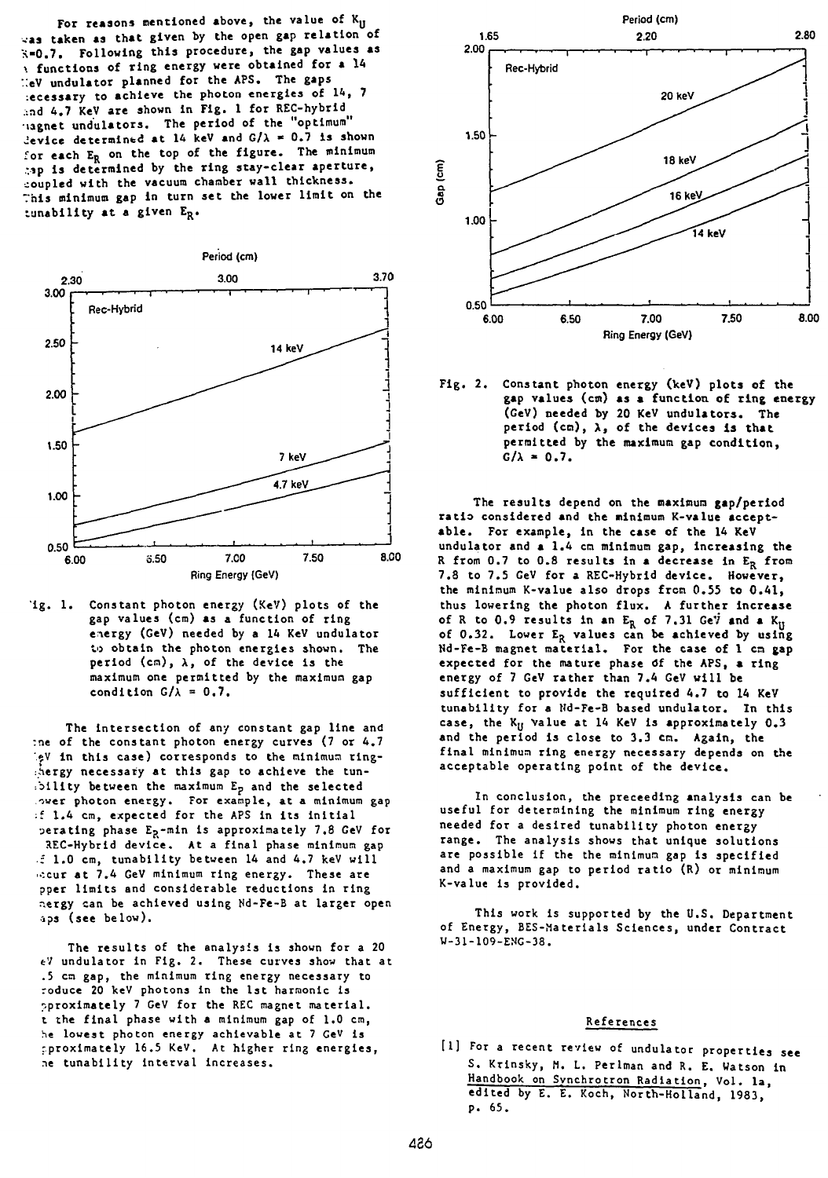For reasons mentioned above, the value of $K_U$ was taken as that given by the open gap relation of R=0.7. Following this procedure, the gap values as functions of ring energy were obtained for a 14 keV undulator planned for the APS. The gaps necessary to achieve the photon energies of 14, 7 and 4.7 KeV are shown in Fig. 1 for REC-hybrid magnet undulators. The period of the "optimum" device determined at 14 keV and $G/\lambda$ = 0.7 is shown for each $E_R$ on the top of the figure. The minimum gap is determined by the ring stay-clear aperture, coupled with the vacuum chamber wall thickness. This minimum gap in turn set the lower limit on the tunability at a given $E_R$.

Fig. 1. Constant photon energy (KeV) plots of the gap values (cm) as a function of ring energy (GeV) needed by a 14 KeV undulator to obtain the photon energies shown. The period (cm), $\lambda$, of the device is the maximum one permitted by the maximum gap condition $G/\lambda$ = 0.7.

The intersection of any constant gap line and one of the constant photon energy curves (7 or 4.7 keV in this case) corresponds to the minimum ring-energy necessary at this gap to achieve the tunability between the maximum $E_p$ and the selected lower photon energy. For example, at a minimum gap of 1.4 cm, expected for the APS in its initial operating phase $E_R$-min is approximately 7.8 GeV for REC-Hybrid device. At a final phase minimum gap of 1.0 cm, tunability between 14 and 4.7 keV will occur at 7.4 GeV minimum ring energy. These are upper limits and considerable reductions in ring energy can be achieved using Nd-Fe-B at larger open gaps (see below).

The results of the analysis is shown for a 20 keV undulator in Fig. 2. These curves show that at 1.5 cm gap, the minimum ring energy necessary to produce 20 keV photons in the 1st harmonic is approximately 7 GeV for the REC magnet material. At the final phase with a minimum gap of 1.0 cm, the lowest photon energy achievable at 7 GeV is approximately 16.5 KeV. At higher ring energies, the tunability interval increases.

Fig. 2. Constant photon energy (keV) plots of the gap values (cm) as a function of ring energy (GeV) needed by 20 KeV undulators. The period (cm), $\lambda$, of the devices is that permitted by the maximum gap condition, $G/\lambda$ = 0.7.

The results depend on the maximum gap/period ratio considered and the minimum K-value acceptable. For example, in the case of the 14 KeV undulator and a 1.4 cm minimum gap, increasing the R from 0.7 to 0.8 results in a decrease in $E_R$ from 7.8 to 7.5 GeV for a REC-Hybrid device. However, the minimum K-value also drops from 0.55 to 0.41, thus lowering the photon flux. A further increase of R to 0.9 results in an $E_R$ of 7.31 GeV and a $K_U$ of 0.32. Lower $E_R$ values can be achieved by using Nd-Fe-B magnet material. For the case of 1 cm gap expected for the mature phase of the APS, a ring energy of 7 GeV rather than 7.4 GeV will be sufficient to provide the required 4.7 to 14 KeV tunability for a Nd-Fe-B based undulator. In this case, the $K_U$ value at 14 KeV is approximately 0.3 and the period is close to 3.3 cm. Again, the final minimum ring energy necessary depends on the acceptable operating point of the device.

In conclusion, the preceeding analysis can be useful for determining the minimum ring energy needed for a desired tunability photon energy range. The analysis shows that unique solutions are possible if the the minimum gap is specified and a maximum gap to period ratio (R) or minimum K-value is provided.

This work is supported by the U.S. Department of Energy, BES-Materials Sciences, under Contract W-31-109-ENG-38.

## References

[1] For a recent review of undulator properties see S. Krinsky, M. L. Perlman and R. E. Watson in Handbook on Synchrotron Radiation, Vol. 1a, edited by E. E. Koch, North-Holland, 1983, p. 65.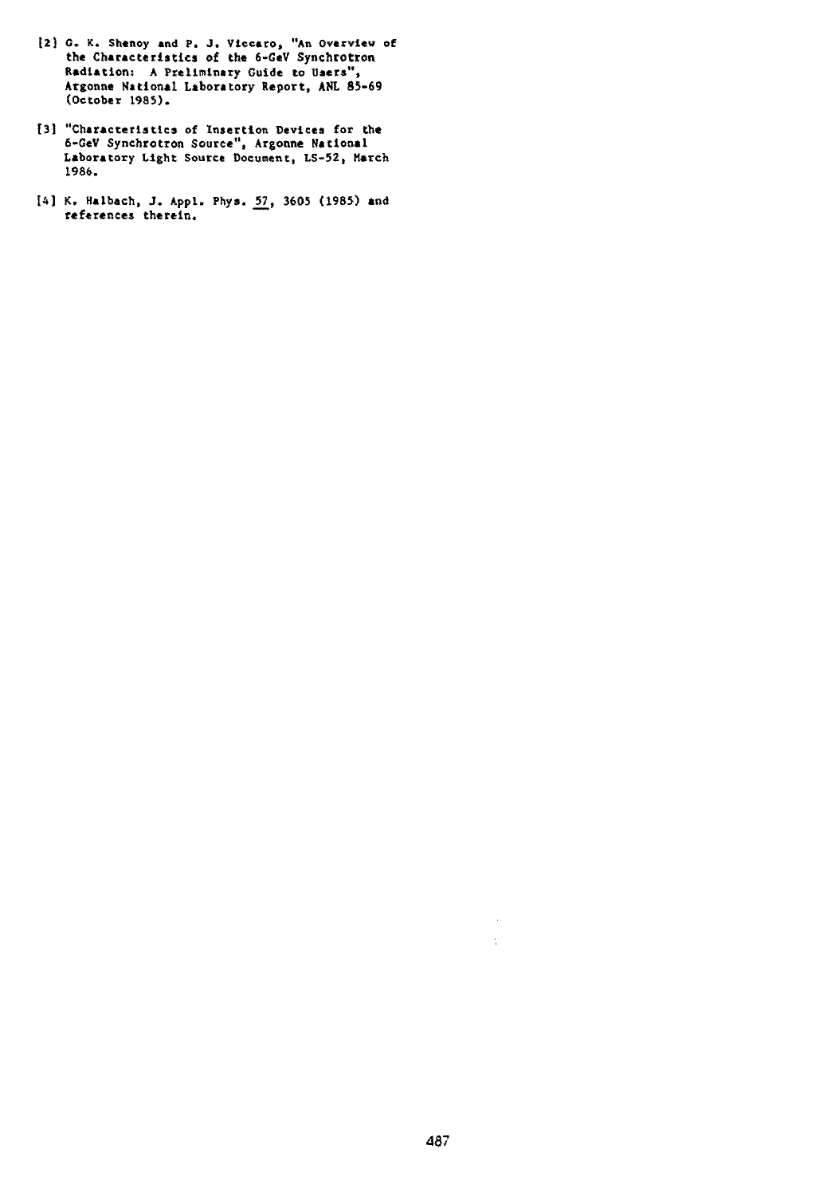[2] G. K. Shenoy and P. J. Viccaro, "An Overview of the Characteristics of the 6-GeV Synchrotron Radiation: A Preliminary Guide to Users", Argonne National Laboratory Report, ANL 85-69 (October 1985).

[3] "Characteristics of Insertion Devices for the 6-GeV Synchrotron Source", Argonne National Laboratory Light Source Document, LS-52, March 1986.

[4] K. Halbach, J. Appl. Phys. 57, 3605 (1985) and references therein.